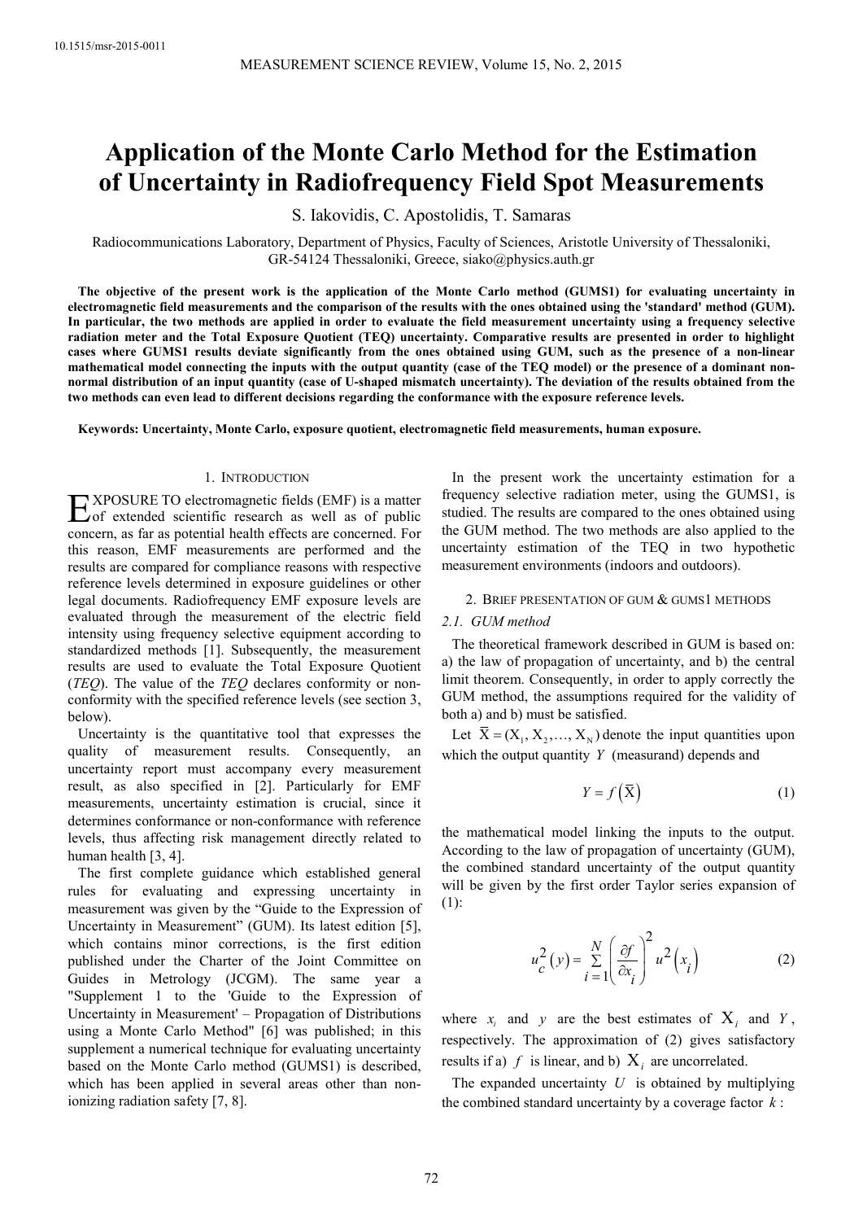# Application of the Monte Carlo Method for the Estimation of Uncertainty in Radiofrequency Field Spot Measurements

S. Iakovidis, C. Apostolidis, T. Samaras

Radiocommunications Laboratory, Department of Physics, Faculty of Sciences, Aristotle University of Thessaloniki, GR-54124 Thessaloniki, Greece, siako@physics.auth.gr

**The objective of the present work is the application of the Monte Carlo method (GUMS1) for evaluating uncertainty in electromagnetic field measurements and the comparison of the results with the ones obtained using the 'standard' method (GUM). In particular, the two methods are applied in order to evaluate the field measurement uncertainty using a frequency selective radiation meter and the Total Exposure Quotient (TEQ) uncertainty. Comparative results are presented in order to highlight cases where GUMS1 results deviate significantly from the ones obtained using GUM, such as the presence of a non-linear mathematical model connecting the inputs with the output quantity (case of the TEQ model) or the presence of a dominant non-normal distribution of an input quantity (case of U-shaped mismatch uncertainty). The deviation of the results obtained from the two methods can even lead to different decisions regarding the conformance with the exposure reference levels.**

**Keywords: Uncertainty, Monte Carlo, exposure quotient, electromagnetic field measurements, human exposure.**

## 1. Introduction

Exposure to electromagnetic fields (EMF) is a matter of extended scientific research as well as of public concern, as far as potential health effects are concerned. For this reason, EMF measurements are performed and the results are compared for compliance reasons with respective reference levels determined in exposure guidelines or other legal documents. Radiofrequency EMF exposure levels are evaluated through the measurement of the electric field intensity using frequency selective equipment according to standardized methods [1]. Subsequently, the measurement results are used to evaluate the Total Exposure Quotient (*TEQ*). The value of the *TEQ* declares conformity or non-conformity with the specified reference levels (see section 3, below).

Uncertainty is the quantitative tool that expresses the quality of measurement results. Consequently, an uncertainty report must accompany every measurement result, as also specified in [2]. Particularly for EMF measurements, uncertainty estimation is crucial, since it determines conformance or non-conformance with reference levels, thus affecting risk management directly related to human health [3, 4].

The first complete guidance which established general rules for evaluating and expressing uncertainty in measurement was given by the "Guide to the Expression of Uncertainty in Measurement" (GUM). Its latest edition [5], which contains minor corrections, is the first edition published under the Charter of the Joint Committee on Guides in Metrology (JCGM). The same year a "Supplement 1 to the 'Guide to the Expression of Uncertainty in Measurement' – Propagation of Distributions using a Monte Carlo Method" [6] was published; in this supplement a numerical technique for evaluating uncertainty based on the Monte Carlo method (GUMS1) is described, which has been applied in several areas other than non-ionizing radiation safety [7, 8].

In the present work the uncertainty estimation for a frequency selective radiation meter, using the GUMS1, is studied. The results are compared to the ones obtained using the GUM method. The two methods are also applied to the uncertainty estimation of the TEQ in two hypothetic measurement environments (indoors and outdoors).

## 2. Brief presentation of GUM & GUMS1 methods

### 2.1. GUM method

The theoretical framework described in GUM is based on: a) the law of propagation of uncertainty, and b) the central limit theorem. Consequently, in order to apply correctly the GUM method, the assumptions required for the validity of both a) and b) must be satisfied.

Let $\overline{\mathrm{X}} = (\mathrm{X}_1, \mathrm{X}_2, \ldots, \mathrm{X}_\mathrm{N})$ denote the input quantities upon which the output quantity $Y$ (measurand) depends and

$$Y = f\left(\overline{\mathrm{X}}\right) \tag{1}$$

the mathematical model linking the inputs to the output. According to the law of propagation of uncertainty (GUM), the combined standard uncertainty of the output quantity will be given by the first order Taylor series expansion of (1):

$$u_c^2\left(y\right) = \sum_{i=1}^{N}\left(\frac{\partial f}{\partial x_i}\right)^2 u^2\left(x_i\right) \tag{2}$$

where $x_i$ and $y$ are the best estimates of $\mathrm{X}_i$ and $Y$, respectively. The approximation of (2) gives satisfactory results if a) $f$ is linear, and b) $\mathrm{X}_i$ are uncorrelated.

The expanded uncertainty $U$ is obtained by multiplying the combined standard uncertainty by a coverage factor $k$: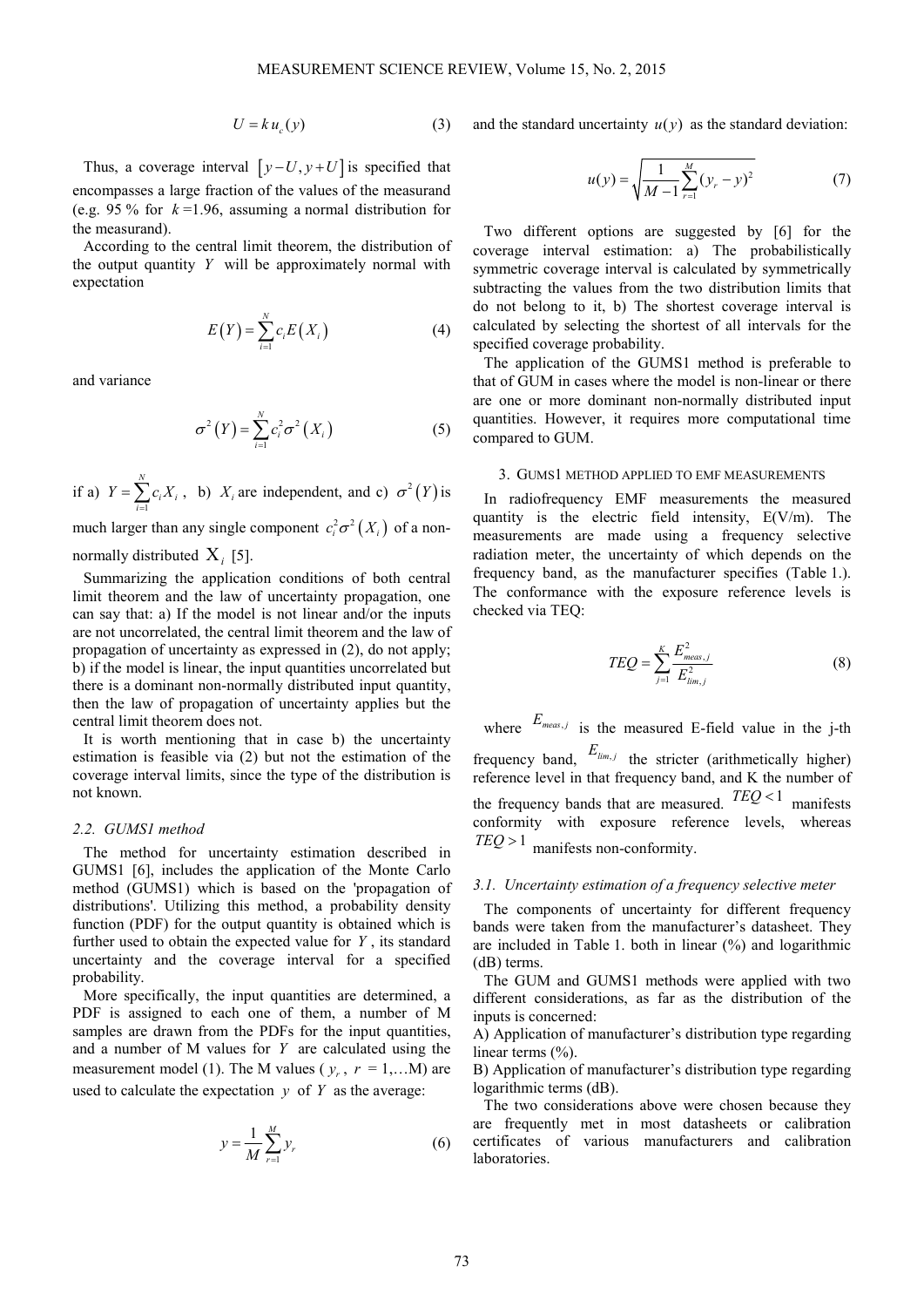$$U = k\,u_c(y) \tag{3}$$

Thus, a coverage interval $\left[y-U, y+U\right]$ is specified that encompasses a large fraction of the values of the measurand (e.g. 95 % for $k$ =1.96, assuming a normal distribution for the measurand).

According to the central limit theorem, the distribution of the output quantity $Y$ will be approximately normal with expectation

$$E\left(Y\right) = \sum_{i=1}^{N} c_i E\left(X_i\right) \tag{4}$$

and variance

$$\sigma^2\left(Y\right) = \sum_{i=1}^{N} c_i^2 \sigma^2\left(X_i\right) \tag{5}$$

if a) $Y = \sum_{i=1}^{N} c_i X_i$, b) $X_i$ are independent, and c) $\sigma^2\left(Y\right)$ is much larger than any single component $c_i^2\sigma^2\left(X_i\right)$ of a non-normally distributed $X_i$ [5].

Summarizing the application conditions of both central limit theorem and the law of uncertainty propagation, one can say that: a) If the model is not linear and/or the inputs are not uncorrelated, the central limit theorem and the law of propagation of uncertainty as expressed in (2), do not apply; b) if the model is linear, the input quantities uncorrelated but there is a dominant non-normally distributed input quantity, then the law of propagation of uncertainty applies but the central limit theorem does not.

It is worth mentioning that in case b) the uncertainty estimation is feasible via (2) but not the estimation of the coverage interval limits, since the type of the distribution is not known.

### *2.2. GUMS1 method*

The method for uncertainty estimation described in GUMS1 [6], includes the application of the Monte Carlo method (GUMS1) which is based on the 'propagation of distributions'. Utilizing this method, a probability density function (PDF) for the output quantity is obtained which is further used to obtain the expected value for $Y$, its standard uncertainty and the coverage interval for a specified probability.

More specifically, the input quantities are determined, a PDF is assigned to each one of them, a number of M samples are drawn from the PDFs for the input quantities, and a number of M values for $Y$ are calculated using the measurement model (1). The M values ($y_r$, $r$ = 1,…M) are used to calculate the expectation $y$ of $Y$ as the average:

$$y = \frac{1}{M}\sum_{r=1}^{M} y_r \tag{6}$$

and the standard uncertainty $u(y)$ as the standard deviation:

$$u(y) = \sqrt{\frac{1}{M-1}\sum_{r=1}^{M}(y_r - y)^2} \tag{7}$$

Two different options are suggested by [6] for the coverage interval estimation: a) The probabilistically symmetric coverage interval is calculated by symmetrically subtracting the values from the two distribution limits that do not belong to it, b) The shortest coverage interval is calculated by selecting the shortest of all intervals for the specified coverage probability.

The application of the GUMS1 method is preferable to that of GUM in cases where the model is non-linear or there are one or more dominant non-normally distributed input quantities. However, it requires more computational time compared to GUM.

## 3. GUMS1 METHOD APPLIED TO EMF MEASUREMENTS

In radiofrequency EMF measurements the measured quantity is the electric field intensity, E(V/m). The measurements are made using a frequency selective radiation meter, the uncertainty of which depends on the frequency band, as the manufacturer specifies (Table 1.). The conformance with the exposure reference levels is checked via TEQ:

$$TEQ = \sum_{j=1}^{K} \frac{E_{meas,j}^2}{E_{lim,j}^2} \tag{8}$$

where $E_{meas,j}$ is the measured E-field value in the j-th frequency band, $E_{lim,j}$ the stricter (arithmetically higher) reference level in that frequency band, and K the number of the frequency bands that are measured. $TEQ < 1$ manifests conformity with exposure reference levels, whereas $TEQ > 1$ manifests non-conformity.

### *3.1. Uncertainty estimation of a frequency selective meter*

The components of uncertainty for different frequency bands were taken from the manufacturer's datasheet. They are included in Table 1. both in linear (%) and logarithmic (dB) terms.

The GUM and GUMS1 methods were applied with two different considerations, as far as the distribution of the inputs is concerned:

A) Application of manufacturer's distribution type regarding linear terms (%).

B) Application of manufacturer's distribution type regarding logarithmic terms (dB).

The two considerations above were chosen because they are frequently met in most datasheets or calibration certificates of various manufacturers and calibration laboratories.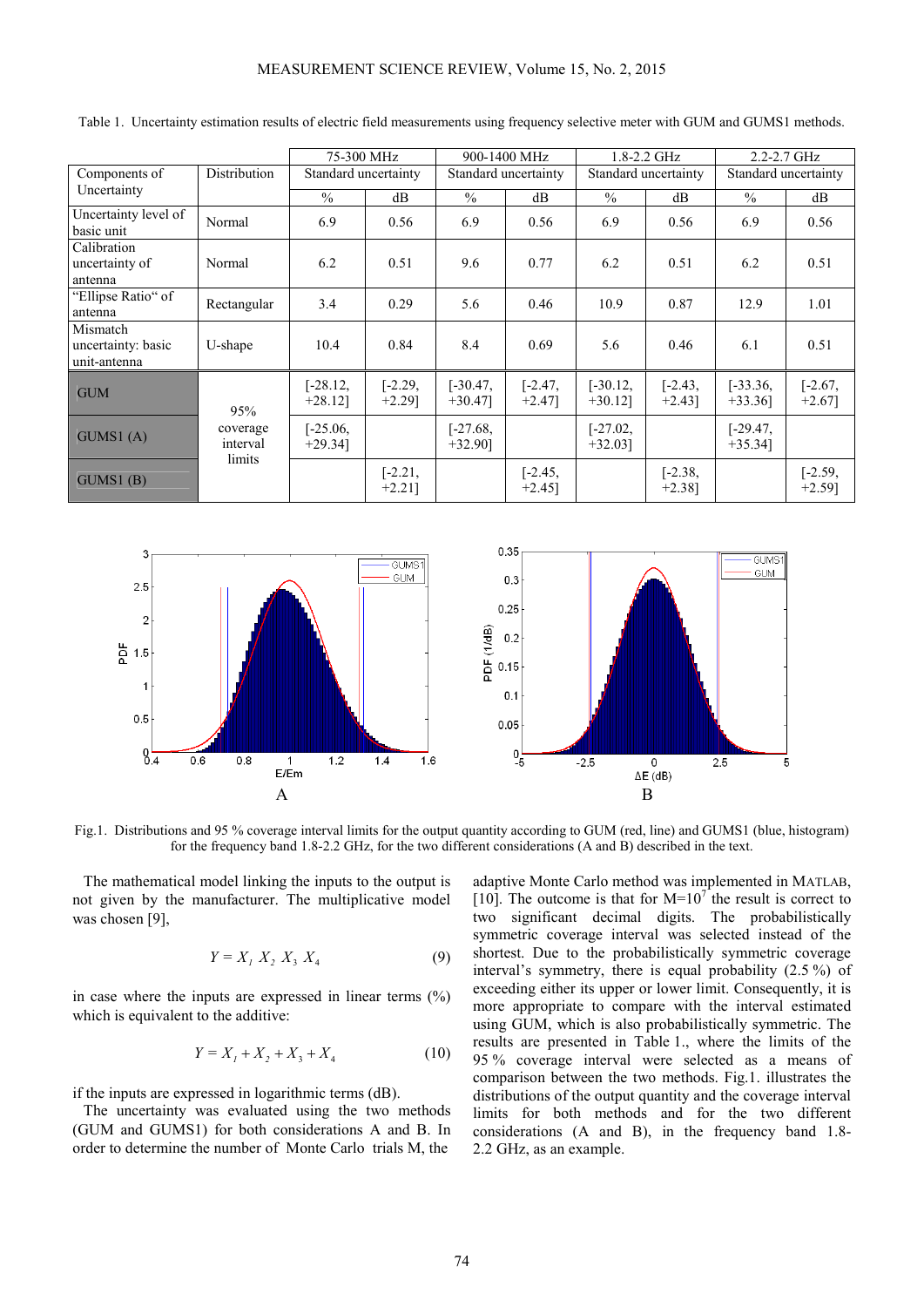Table 1. Uncertainty estimation results of electric field measurements using frequency selective meter with GUM and GUMS1 methods.

| Components of Uncertainty | Distribution | 75-300 MHz | | 900-1400 MHz | | 1.8-2.2 GHz | | 2.2-2.7 GHz | |
|---|---|---|---|---|---|---|---|---|---|
| | | Standard uncertainty | | Standard uncertainty | | Standard uncertainty | | Standard uncertainty | |
| | | % | dB | % | dB | % | dB | % | dB |
| Uncertainty level of basic unit | Normal | 6.9 | 0.56 | 6.9 | 0.56 | 6.9 | 0.56 | 6.9 | 0.56 |
| Calibration uncertainty of antenna | Normal | 6.2 | 0.51 | 9.6 | 0.77 | 6.2 | 0.51 | 6.2 | 0.51 |
| "Ellipse Ratio" of antenna | Rectangular | 3.4 | 0.29 | 5.6 | 0.46 | 10.9 | 0.87 | 12.9 | 1.01 |
| Mismatch uncertainty: basic unit-antenna | U-shape | 10.4 | 0.84 | 8.4 | 0.69 | 5.6 | 0.46 | 6.1 | 0.51 |
| GUM | 95% coverage interval limits | [-28.12, +28.12] | [-2.29, +2.29] | [-30.47, +30.47] | [-2.47, +2.47] | [-30.12, +30.12] | [-2.43, +2.43] | [-33.36, +33.36] | [-2.67, +2.67] |
| GUMS1 (A) | | [-25.06, +29.34] | | [-27.68, +32.90] | | [-27.02, +32.03] | | [-29.47, +35.34] | |
| GUMS1 (B) | | | [-2.21, +2.21] | | [-2.45, +2.45] | | [-2.38, +2.38] | | [-2.59, +2.59] |

Fig.1. Distributions and 95 % coverage interval limits for the output quantity according to GUM (red, line) and GUMS1 (blue, histogram) for the frequency band 1.8-2.2 GHz, for the two different considerations (A and B) described in the text.

The mathematical model linking the inputs to the output is not given by the manufacturer. The multiplicative model was chosen [9],

$$Y = X_1 \, X_2 \, X_3 \, X_4 \tag{9}$$

in case where the inputs are expressed in linear terms (%) which is equivalent to the additive:

$$Y = X_1 + X_2 + X_3 + X_4 \tag{10}$$

if the inputs are expressed in logarithmic terms (dB).

The uncertainty was evaluated using the two methods (GUM and GUMS1) for both considerations A and B. In order to determine the number of Monte Carlo trials M, the adaptive Monte Carlo method was implemented in MATLAB, [10]. The outcome is that for $M=10^7$ the result is correct to two significant decimal digits. The probabilistically symmetric coverage interval was selected instead of the shortest. Due to the probabilistically symmetric coverage interval's symmetry, there is equal probability (2.5 %) of exceeding either its upper or lower limit. Consequently, it is more appropriate to compare with the interval estimated using GUM, which is also probabilistically symmetric. The results are presented in Table 1., where the limits of the 95 % coverage interval were selected as a means of comparison between the two methods. Fig.1. illustrates the distributions of the output quantity and the coverage interval limits for both methods and for the two different considerations (A and B), in the frequency band 1.8-2.2 GHz, as an example.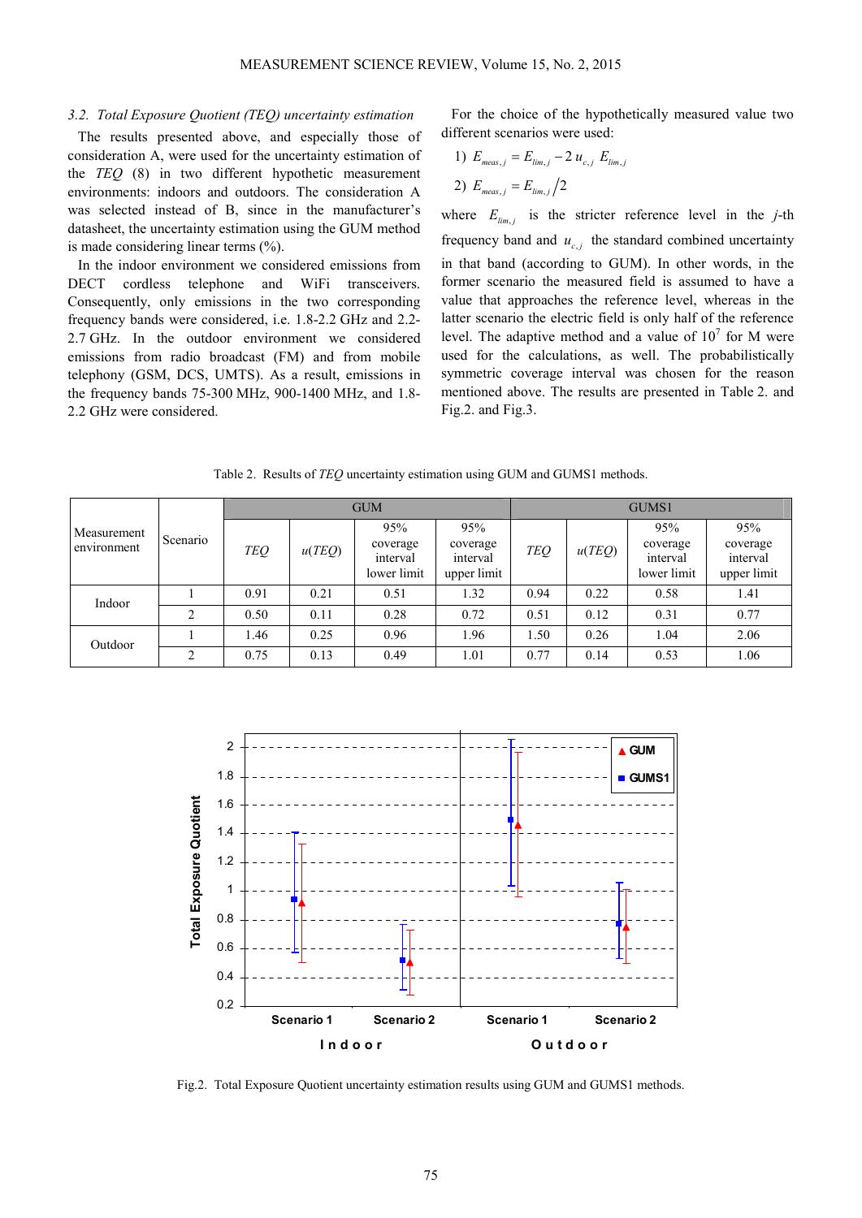### 3.2. Total Exposure Quotient (TEQ) uncertainty estimation

The results presented above, and especially those of consideration A, were used for the uncertainty estimation of the *TEQ* (8) in two different hypothetic measurement environments: indoors and outdoors. The consideration A was selected instead of B, since in the manufacturer's datasheet, the uncertainty estimation using the GUM method is made considering linear terms (%).

In the indoor environment we considered emissions from DECT cordless telephone and WiFi transceivers. Consequently, only emissions in the two corresponding frequency bands were considered, i.e. 1.8-2.2 GHz and 2.2-2.7 GHz. In the outdoor environment we considered emissions from radio broadcast (FM) and from mobile telephony (GSM, DCS, UMTS). As a result, emissions in the frequency bands 75-300 MHz, 900-1400 MHz, and 1.8-2.2 GHz were considered.

For the choice of the hypothetically measured value two different scenarios were used:

1) $E_{meas,j} = E_{lim,j} - 2\,u_{c,j}\,E_{lim,j}$

2) $E_{meas,j} = E_{lim,j}/2$

where $E_{lim,j}$ is the stricter reference level in the $j$-th frequency band and $u_{c,j}$ the standard combined uncertainty in that band (according to GUM). In other words, in the former scenario the measured field is assumed to have a value that approaches the reference level, whereas in the latter scenario the electric field is only half of the reference level. The adaptive method and a value of $10^7$ for M were used for the calculations, as well. The probabilistically symmetric coverage interval was chosen for the reason mentioned above. The results are presented in Table 2. and Fig.2. and Fig.3.

Table 2. Results of *TEQ* uncertainty estimation using GUM and GUMS1 methods.

| Measurement environment | Scenario | GUM | | | | GUMS1 | | | |
|---|---|---|---|---|---|---|---|---|---|
| | | *TEQ* | *u*(*TEQ*) | 95% coverage interval lower limit | 95% coverage interval upper limit | *TEQ* | *u*(*TEQ*) | 95% coverage interval lower limit | 95% coverage interval upper limit |
| Indoor | 1 | 0.91 | 0.21 | 0.51 | 1.32 | 0.94 | 0.22 | 0.58 | 1.41 |
| | 2 | 0.50 | 0.11 | 0.28 | 0.72 | 0.51 | 0.12 | 0.31 | 0.77 |
| Outdoor | 1 | 1.46 | 0.25 | 0.96 | 1.96 | 1.50 | 0.26 | 1.04 | 2.06 |
| | 2 | 0.75 | 0.13 | 0.49 | 1.01 | 0.77 | 0.14 | 0.53 | 1.06 |

Fig.2. Total Exposure Quotient uncertainty estimation results using GUM and GUMS1 methods.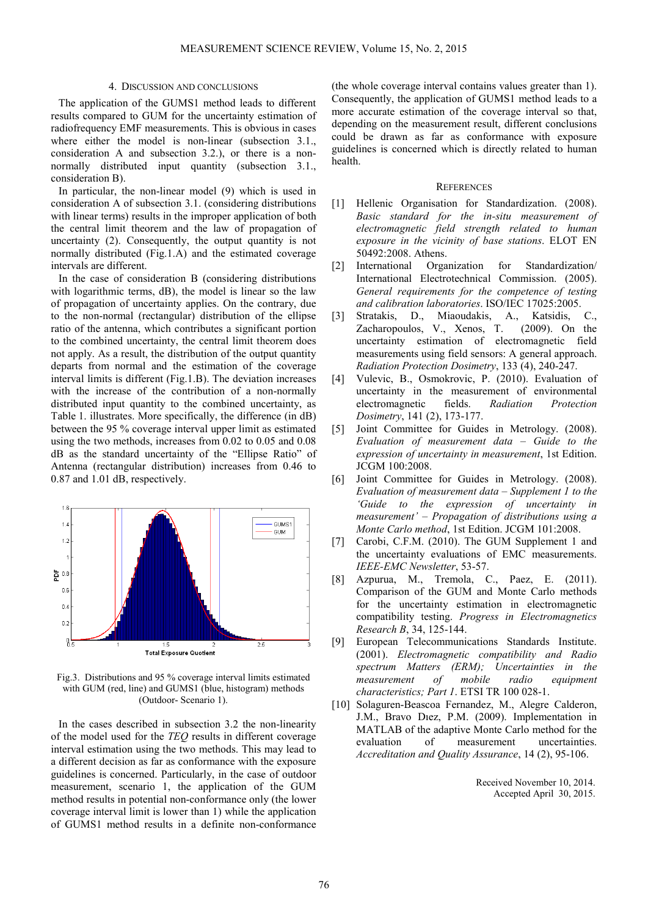## 4. Discussion and Conclusions

The application of the GUMS1 method leads to different results compared to GUM for the uncertainty estimation of radiofrequency EMF measurements. This is obvious in cases where either the model is non-linear (subsection 3.1., consideration A and subsection 3.2.), or there is a non-normally distributed input quantity (subsection 3.1., consideration B).

In particular, the non-linear model (9) which is used in consideration A of subsection 3.1. (considering distributions with linear terms) results in the improper application of both the central limit theorem and the law of propagation of uncertainty (2). Consequently, the output quantity is not normally distributed (Fig.1.A) and the estimated coverage intervals are different.

In the case of consideration B (considering distributions with logarithmic terms, dB), the model is linear so the law of propagation of uncertainty applies. On the contrary, due to the non-normal (rectangular) distribution of the ellipse ratio of the antenna, which contributes a significant portion to the combined uncertainty, the central limit theorem does not apply. As a result, the distribution of the output quantity departs from normal and the estimation of the coverage interval limits is different (Fig.1.B). The deviation increases with the increase of the contribution of a non-normally distributed input quantity to the combined uncertainty, as Table 1. illustrates. More specifically, the difference (in dB) between the 95 % coverage interval upper limit as estimated using the two methods, increases from 0.02 to 0.05 and 0.08 dB as the standard uncertainty of the "Ellipse Ratio" of Antenna (rectangular distribution) increases from 0.46 to 0.87 and 1.01 dB, respectively.

1.6
1.4
1.2
1
0.8
0.6
0.4
0.2
0
PDF
0.5
1
1.5
2
2.5
3
Total Exposure Quotient
GUMS1
GUM

Fig.3. Distributions and 95 % coverage interval limits estimated with GUM (red, line) and GUMS1 (blue, histogram) methods (Outdoor- Scenario 1).

In the cases described in subsection 3.2 the non-linearity of the model used for the *TEQ* results in different coverage interval estimation using the two methods. This may lead to a different decision as far as conformance with the exposure guidelines is concerned. Particularly, in the case of outdoor measurement, scenario 1, the application of the GUM method results in potential non-conformance only (the lower coverage interval limit is lower than 1) while the application of GUMS1 method results in a definite non-conformance (the whole coverage interval contains values greater than 1). Consequently, the application of GUMS1 method leads to a more accurate estimation of the coverage interval so that, depending on the measurement result, different conclusions could be drawn as far as conformance with exposure guidelines is concerned which is directly related to human health.

## References

[1] Hellenic Organisation for Standardization. (2008). *Basic standard for the in-situ measurement of electromagnetic field strength related to human exposure in the vicinity of base stations*. ELOT EN 50492:2008. Athens.

[2] International Organization for Standardization/ International Electrotechnical Commission. (2005). *General requirements for the competence of testing and calibration laboratories*. ISO/IEC 17025:2005.

[3] Stratakis, D., Miaoudakis, A., Katsidis, C., Zacharopoulos, V., Xenos, T. (2009). On the uncertainty estimation of electromagnetic field measurements using field sensors: A general approach. *Radiation Protection Dosimetry*, 133 (4), 240-247.

[4] Vulevic, B., Osmokrovic, P. (2010). Evaluation of uncertainty in the measurement of environmental electromagnetic fields. *Radiation Protection Dosimetry*, 141 (2), 173-177.

[5] Joint Committee for Guides in Metrology. (2008). *Evaluation of measurement data – Guide to the expression of uncertainty in measurement*, 1st Edition. JCGM 100:2008.

[6] Joint Committee for Guides in Metrology. (2008). *Evaluation of measurement data – Supplement 1 to the 'Guide to the expression of uncertainty in measurement' – Propagation of distributions using a Monte Carlo method*, 1st Edition. JCGM 101:2008.

[7] Carobi, C.F.M. (2010). The GUM Supplement 1 and the uncertainty evaluations of EMC measurements. *IEEE-EMC Newsletter*, 53-57.

[8] Azpurua, M., Tremola, C., Paez, E. (2011). Comparison of the GUM and Monte Carlo methods for the uncertainty estimation in electromagnetic compatibility testing. *Progress in Electromagnetics Research B*, 34, 125-144.

[9] European Telecommunications Standards Institute. (2001). *Electromagnetic compatibility and Radio spectrum Matters (ERM); Uncertainties in the measurement of mobile radio equipment characteristics; Part 1*. ETSI TR 100 028-1.

[10] Solaguren-Beascoa Fernandez, M., Alegre Calderon, J.M., Bravo Dıez, P.M. (2009). Implementation in MATLAB of the adaptive Monte Carlo method for the evaluation of measurement uncertainties. *Accreditation and Quality Assurance*, 14 (2), 95-106.

Received November 10, 2014.
Accepted April 30, 2015.